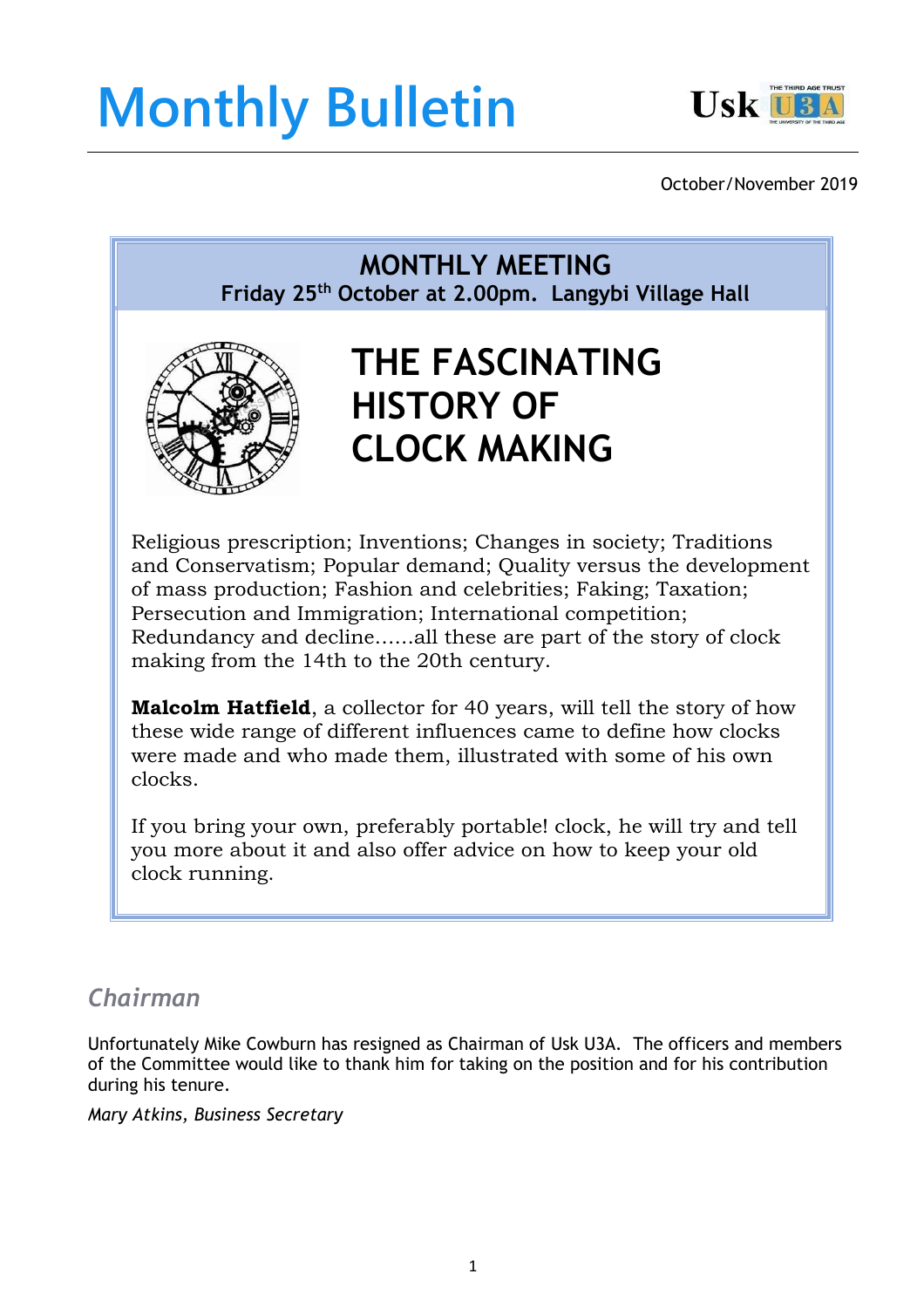# Monthly Bulletin

Usk U3A

October/November 2019

## MONTHLY MEETING

**Friday 25th October at 2.00pm. Langybi Village Hall**

## THE FASCINATING HISTORY OF CLOCK MAKING

Religious prescription; Inventions; Changes in society; Traditions and Conservatism; Popular demand; Quality versus the development of mass production; Fashion and celebrities; Faking; Taxation; Persecution and Immigration; International competition; Redundancy and decline……all these are part of the story of clock making from the 14th to the 20th century.

**Malcolm Hatfield**, a collector for 40 years, will tell the story of how these wide range of different influences came to define how clocks were made and who made them, illustrated with some of his own clocks.

If you bring your own, preferably portable! clock, he will try and tell you more about it and also offer advice on how to keep your old clock running.

## *Chairman*

Unfortunately Mike Cowburn has resigned as Chairman of Usk U3A. The officers and members of the Committee would like to thank him for taking on the position and for his contribution during his tenure.

*Mary Atkins, Business Secretary*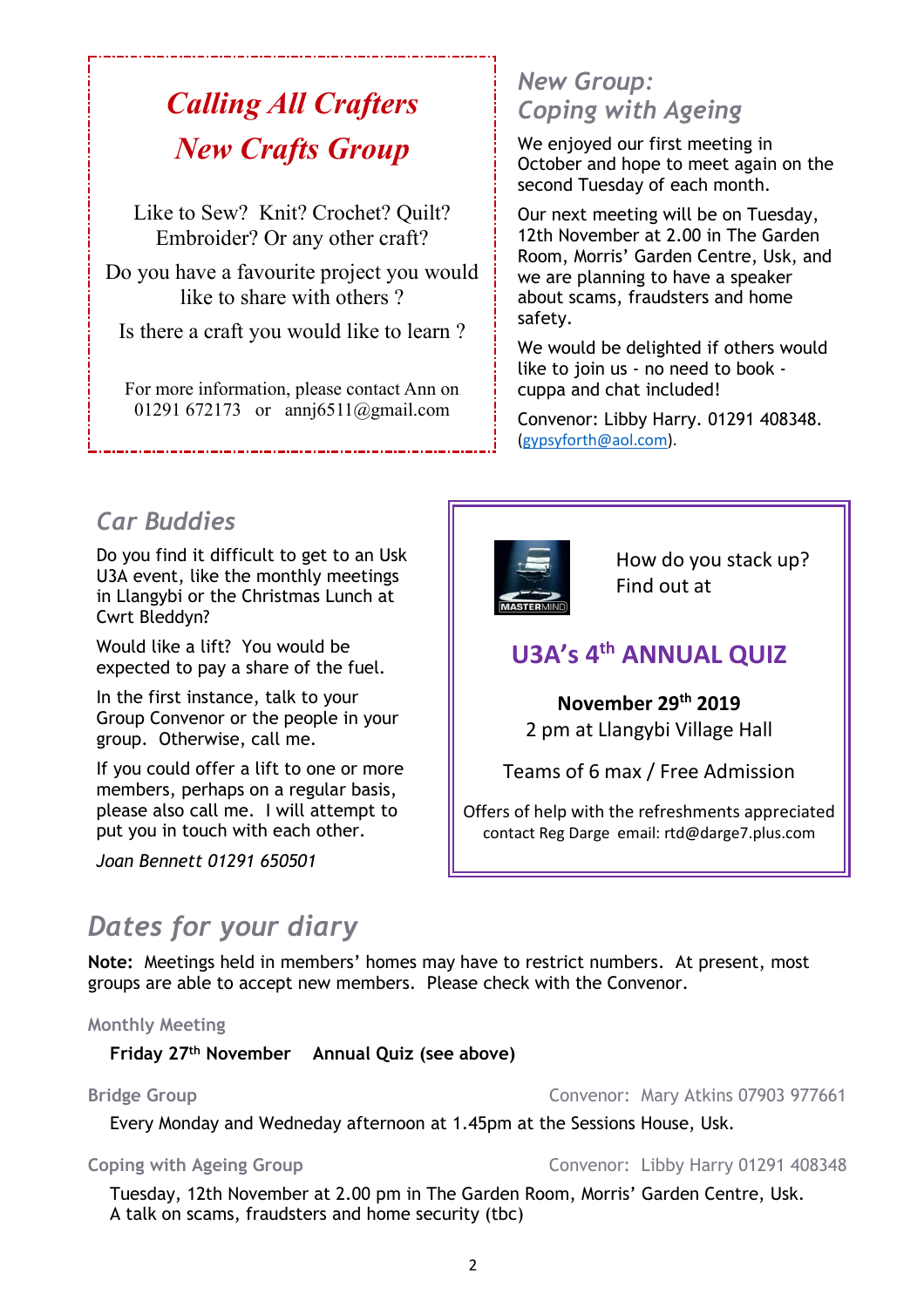## Calling All Crafters
## New Crafts Group

Like to Sew? Knit? Crochet? Quilt? Embroider? Or any other craft?

Do you have a favourite project you would like to share with others ?

Is there a craft you would like to learn ?

For more information, please contact Ann on 01291 672173 or annj6511@gmail.com

## New Group: Coping with Ageing

We enjoyed our first meeting in October and hope to meet again on the second Tuesday of each month.

Our next meeting will be on Tuesday, 12th November at 2.00 in The Garden Room, Morris' Garden Centre, Usk, and we are planning to have a speaker about scams, fraudsters and home safety.

We would be delighted if others would like to join us - no need to book - cuppa and chat included!

Convenor: Libby Harry. 01291 408348. (gypsyforth@aol.com).

## Car Buddies

Do you find it difficult to get to an Usk U3A event, like the monthly meetings in Llangybi or the Christmas Lunch at Cwrt Bleddyn?

Would like a lift? You would be expected to pay a share of the fuel.

In the first instance, talk to your Group Convenor or the people in your group. Otherwise, call me.

If you could offer a lift to one or more members, perhaps on a regular basis, please also call me. I will attempt to put you in touch with each other.

*Joan Bennett 01291 650501*

How do you stack up? Find out at

## U3A's 4th ANNUAL QUIZ

**November 29th 2019**
2 pm at Llangybi Village Hall

Teams of 6 max / Free Admission

Offers of help with the refreshments appreciated
contact Reg Darge email: rtd@darge7.plus.com

# Dates for your diary

**Note:** Meetings held in members' homes may have to restrict numbers. At present, most groups are able to accept new members. Please check with the Convenor.

### Monthly Meeting

**Friday 27th November    Annual Quiz (see above)**

### Bridge Group
Convenor: Mary Atkins 07903 977661

Every Monday and Wedneday afternoon at 1.45pm at the Sessions House, Usk.

### Coping with Ageing Group
Convenor: Libby Harry 01291 408348

Tuesday, 12th November at 2.00 pm in The Garden Room, Morris' Garden Centre, Usk.
A talk on scams, fraudsters and home security (tbc)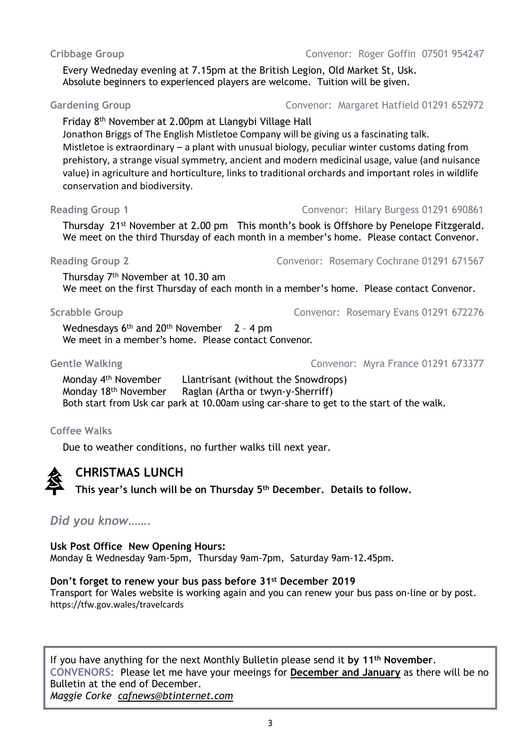**Cribbage Group** Convenor: Roger Goffin 07501 954247

Every Wedneday evening at 7.15pm at the British Legion, Old Market St, Usk.
Absolute beginners to experienced players are welcome. Tuition will be given.

**Gardening Group** Convenor: Margaret Hatfield 01291 652972

Friday 8th November at 2.00pm at Llangybi Village Hall
Jonathon Briggs of The English Mistletoe Company will be giving us a fascinating talk.
Mistletoe is extraordinary – a plant with unusual biology, peculiar winter customs dating from prehistory, a strange visual symmetry, ancient and modern medicinal usage, value (and nuisance value) in agriculture and horticulture, links to traditional orchards and important roles in wildlife conservation and biodiversity.

**Reading Group 1** Convenor: Hilary Burgess 01291 690861

Thursday 21st November at 2.00 pm This month's book is Offshore by Penelope Fitzgerald.
We meet on the third Thursday of each month in a member's home. Please contact Convenor.

**Reading Group 2** Convenor: Rosemary Cochrane 01291 671567

Thursday 7th November at 10.30 am
We meet on the first Thursday of each month in a member's home. Please contact Convenor.

**Scrabble Group** Convenor: Rosemary Evans 01291 672276

Wednesdays 6th and 20th November 2 – 4 pm
We meet in a member's home. Please contact Convenor.

**Gentle Walking** Convenor: Myra France 01291 673377

Monday 4th November Llantrisant (without the Snowdrops)
Monday 18th November Raglan (Artha or twyn-y-Sherriff)
Both start from Usk car park at 10.00am using car-share to get to the start of the walk.

**Coffee Walks**

Due to weather conditions, no further walks till next year.

## CHRISTMAS LUNCH

**This year's lunch will be on Thursday 5th December. Details to follow.**

## *Did you know…….*

**Usk Post Office New Opening Hours:**
Monday & Wednesday 9am-5pm, Thursday 9am-7pm, Saturday 9am-12.45pm.

**Don't forget to renew your bus pass before 31st December 2019**
Transport for Wales website is working again and you can renew your bus pass on-line or by post.
https://tfw.gov.wales/travelcards

If you have anything for the next Monthly Bulletin please send it **by 11th November**.
**CONVENORS:** Please let me have your meeings for **December and January** as there will be no Bulletin at the end of December.
*Maggie Corke cafnews@btinternet.com*